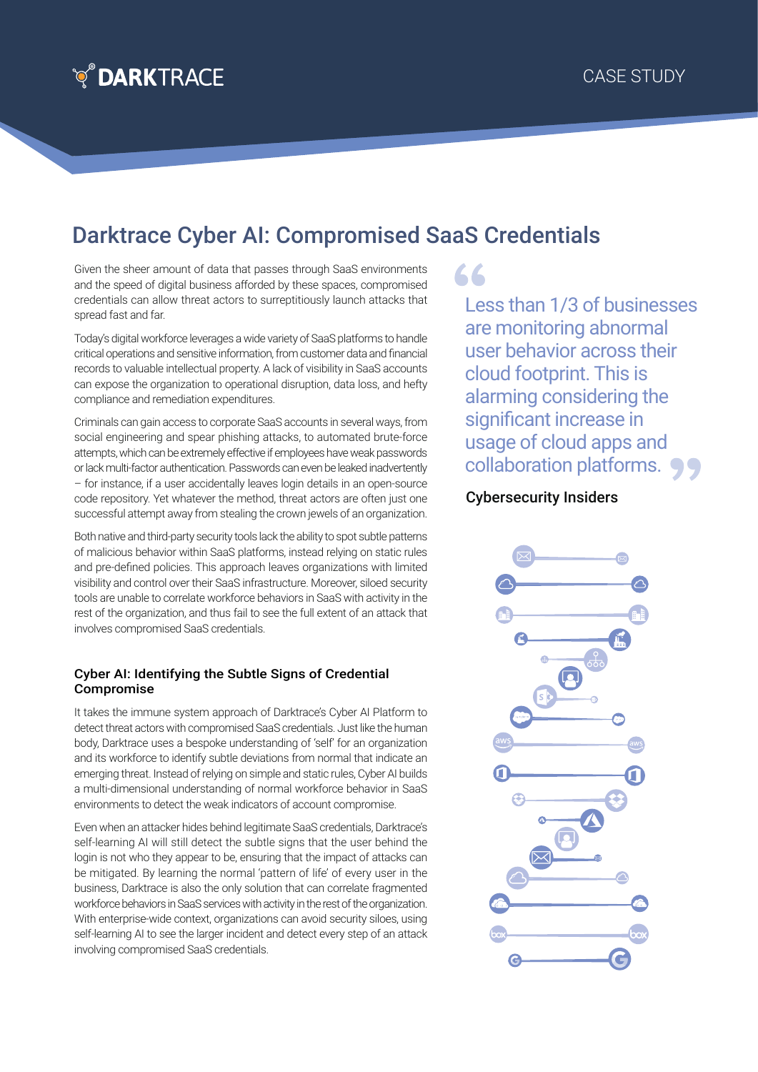DARKTRACE

CASE STUDY

# Darktrace Cyber AI: Compromised SaaS Credentials

Given the sheer amount of data that passes through SaaS environments and the speed of digital business afforded by these spaces, compromised credentials can allow threat actors to surreptitiously launch attacks that spread fast and far.

Today's digital workforce leverages a wide variety of SaaS platforms to handle critical operations and sensitive information, from customer data and financial records to valuable intellectual property. A lack of visibility in SaaS accounts can expose the organization to operational disruption, data loss, and hefty compliance and remediation expenditures.

Criminals can gain access to corporate SaaS accounts in several ways, from social engineering and spear phishing attacks, to automated brute-force attempts, which can be extremely effective if employees have weak passwords or lack multi-factor authentication. Passwords can even be leaked inadvertently – for instance, if a user accidentally leaves login details in an open-source code repository. Yet whatever the method, threat actors are often just one successful attempt away from stealing the crown jewels of an organization.

Both native and third-party security tools lack the ability to spot subtle patterns of malicious behavior within SaaS platforms, instead relying on static rules and pre-defined policies. This approach leaves organizations with limited visibility and control over their SaaS infrastructure. Moreover, siloed security tools are unable to correlate workforce behaviors in SaaS with activity in the rest of the organization, and thus fail to see the full extent of an attack that involves compromised SaaS credentials.

> Less than 1/3 of businesses are monitoring abnormal user behavior across their cloud footprint. This is alarming considering the significant increase in usage of cloud apps and collaboration platforms.
>
> **Cybersecurity Insiders**

### Cyber AI: Identifying the Subtle Signs of Credential Compromise

It takes the immune system approach of Darktrace's Cyber AI Platform to detect threat actors with compromised SaaS credentials. Just like the human body, Darktrace uses a bespoke understanding of 'self' for an organization and its workforce to identify subtle deviations from normal that indicate an emerging threat. Instead of relying on simple and static rules, Cyber AI builds a multi-dimensional understanding of normal workforce behavior in SaaS environments to detect the weak indicators of account compromise.

Even when an attacker hides behind legitimate SaaS credentials, Darktrace's self-learning AI will still detect the subtle signs that the user behind the login is not who they appear to be, ensuring that the impact of attacks can be mitigated. By learning the normal 'pattern of life' of every user in the business, Darktrace is also the only solution that can correlate fragmented workforce behaviors in SaaS services with activity in the rest of the organization. With enterprise-wide context, organizations can avoid security siloes, using self-learning AI to see the larger incident and detect every step of an attack involving compromised SaaS credentials.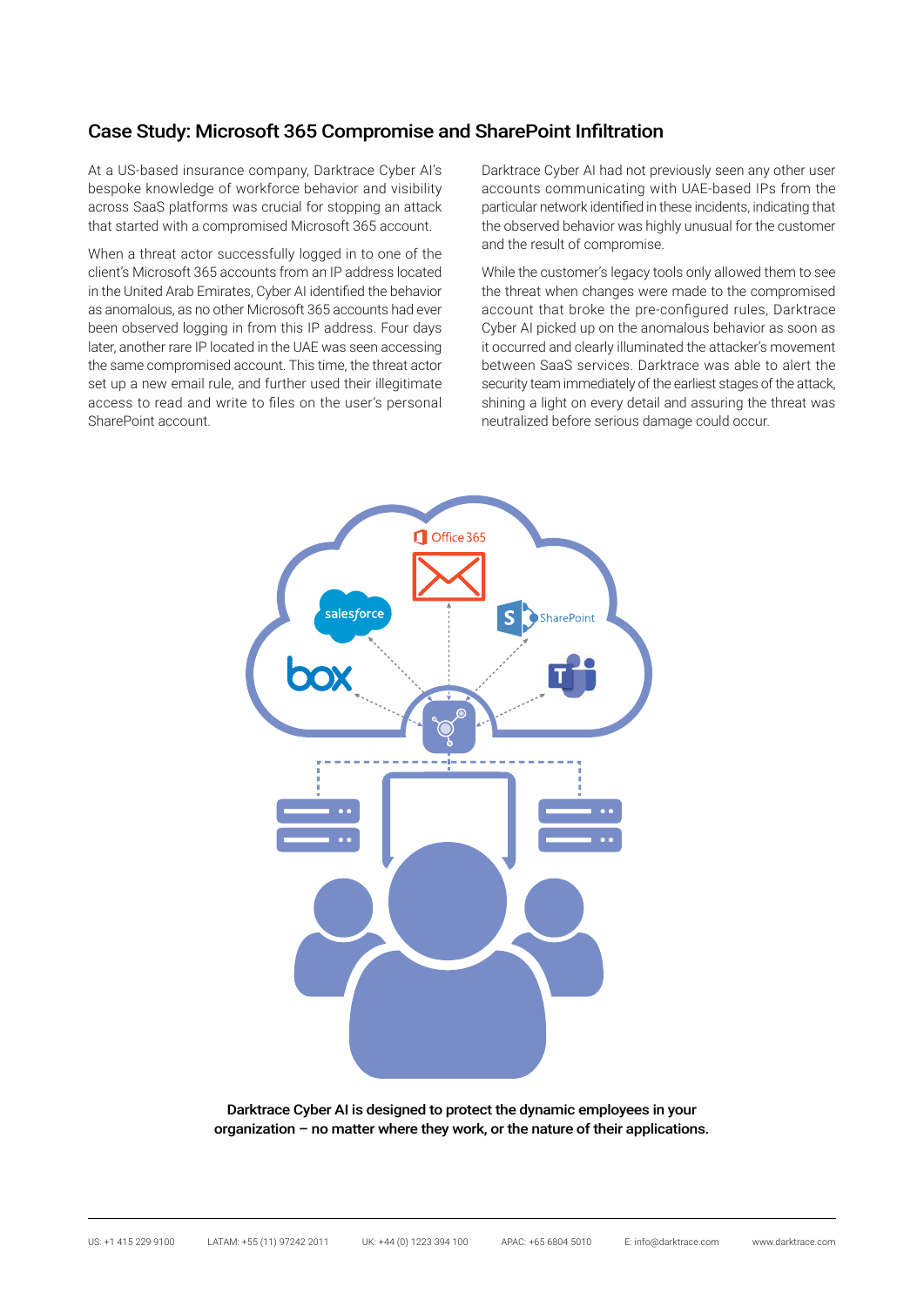## Case Study: Microsoft 365 Compromise and SharePoint Infiltration

At a US-based insurance company, Darktrace Cyber AI's bespoke knowledge of workforce behavior and visibility across SaaS platforms was crucial for stopping an attack that started with a compromised Microsoft 365 account.

When a threat actor successfully logged in to one of the client's Microsoft 365 accounts from an IP address located in the United Arab Emirates, Cyber AI identified the behavior as anomalous, as no other Microsoft 365 accounts had ever been observed logging in from this IP address. Four days later, another rare IP located in the UAE was seen accessing the same compromised account. This time, the threat actor set up a new email rule, and further used their illegitimate access to read and write to files on the user's personal SharePoint account.

Darktrace Cyber AI had not previously seen any other user accounts communicating with UAE-based IPs from the particular network identified in these incidents, indicating that the observed behavior was highly unusual for the customer and the result of compromise.

While the customer's legacy tools only allowed them to see the threat when changes were made to the compromised account that broke the pre-configured rules, Darktrace Cyber AI picked up on the anomalous behavior as soon as it occurred and clearly illuminated the attacker's movement between SaaS services. Darktrace was able to alert the security team immediately of the earliest stages of the attack, shining a light on every detail and assuring the threat was neutralized before serious damage could occur.

Office 365

salesforce

SharePoint

box

**Darktrace Cyber AI is designed to protect the dynamic employees in your organization – no matter where they work, or the nature of their applications.**

US: +1 415 229 9100    LATAM: +55 (11) 97242 2011    UK: +44 (0) 1223 394 100    APAC: +65 6804 5010    E: info@darktrace.com    www.darktrace.com